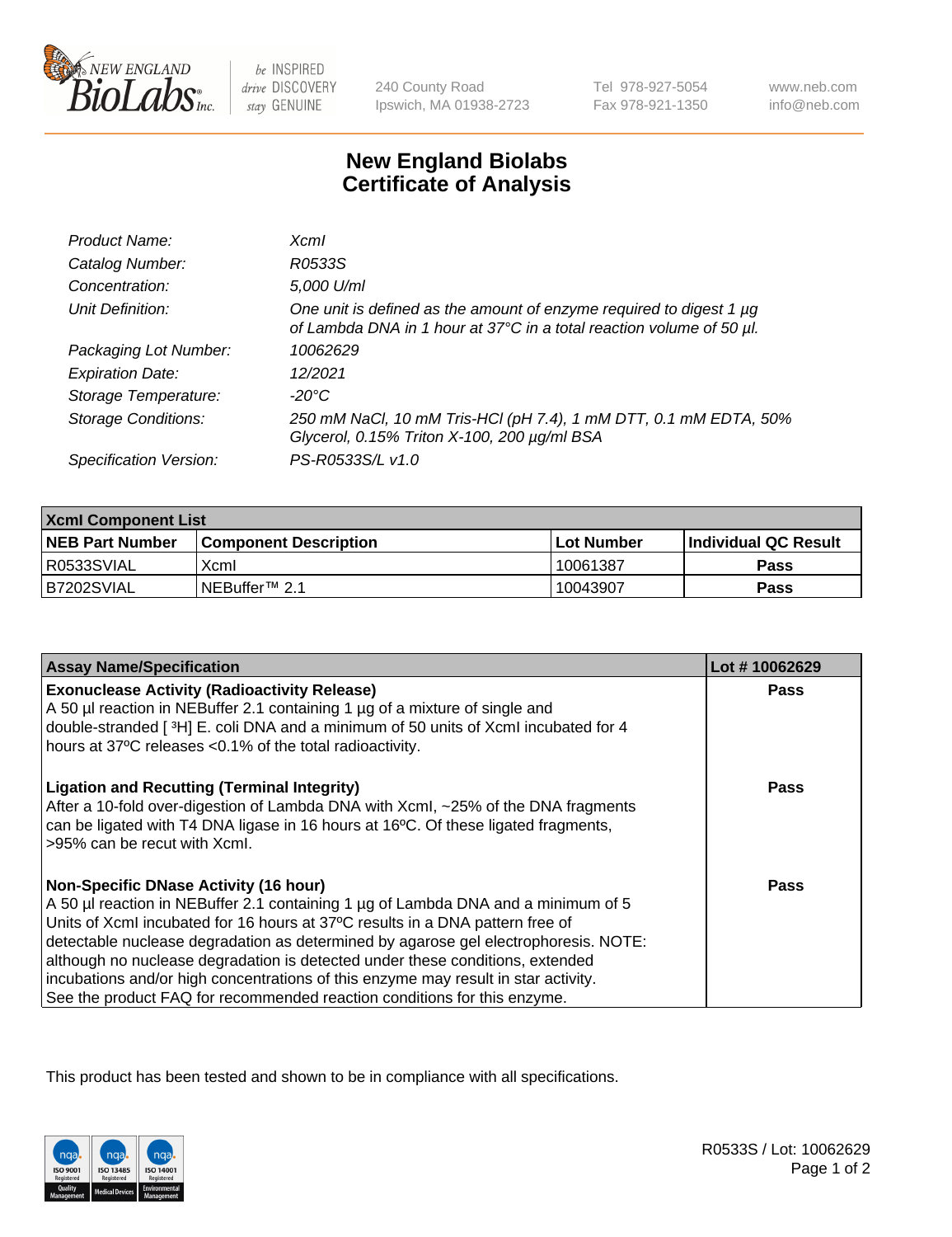New England BioLabs Inc. — be INSPIRED drive DISCOVERY stay GENUINE

240 County Road
Ipswich, MA 01938-2723

Tel 978-927-5054
Fax 978-921-1350

www.neb.com
info@neb.com

# New England Biolabs Certificate of Analysis

| | |
|---|---|
| *Product Name:* | *XcmI* |
| *Catalog Number:* | *R0533S* |
| *Concentration:* | *5,000 U/ml* |
| *Unit Definition:* | *One unit is defined as the amount of enzyme required to digest 1 µg of Lambda DNA in 1 hour at 37°C in a total reaction volume of 50 µl.* |
| *Packaging Lot Number:* | *10062629* |
| *Expiration Date:* | *12/2021* |
| *Storage Temperature:* | *-20°C* |
| *Storage Conditions:* | *250 mM NaCl, 10 mM Tris-HCl (pH 7.4), 1 mM DTT, 0.1 mM EDTA, 50% Glycerol, 0.15% Triton X-100, 200 µg/ml BSA* |
| *Specification Version:* | *PS-R0533S/L v1.0* |

| XcmI Component List | | | |
|---|---|---|---|
| **NEB Part Number** | **Component Description** | **Lot Number** | **Individual QC Result** |
| R0533SVIAL | XcmI | 10061387 | **Pass** |
| B7202SVIAL | NEBuffer™ 2.1 | 10043907 | **Pass** |

| Assay Name/Specification | Lot # 10062629 |
|---|---|
| **Exonuclease Activity (Radioactivity Release)**<br>A 50 µl reaction in NEBuffer 2.1 containing 1 µg of a mixture of single and double-stranded [ ³H] E. coli DNA and a minimum of 50 units of XcmI incubated for 4 hours at 37ºC releases <0.1% of the total radioactivity. | **Pass** |
| **Ligation and Recutting (Terminal Integrity)**<br>After a 10-fold over-digestion of Lambda DNA with XcmI, ~25% of the DNA fragments can be ligated with T4 DNA ligase in 16 hours at 16ºC. Of these ligated fragments, >95% can be recut with XcmI. | **Pass** |
| **Non-Specific DNase Activity (16 hour)**<br>A 50 µl reaction in NEBuffer 2.1 containing 1 µg of Lambda DNA and a minimum of 5 Units of XcmI incubated for 16 hours at 37ºC results in a DNA pattern free of detectable nuclease degradation as determined by agarose gel electrophoresis. NOTE: although no nuclease degradation is detected under these conditions, extended incubations and/or high concentrations of this enzyme may result in star activity. See the product FAQ for recommended reaction conditions for this enzyme. | **Pass** |

This product has been tested and shown to be in compliance with all specifications.

R0533S / Lot: 10062629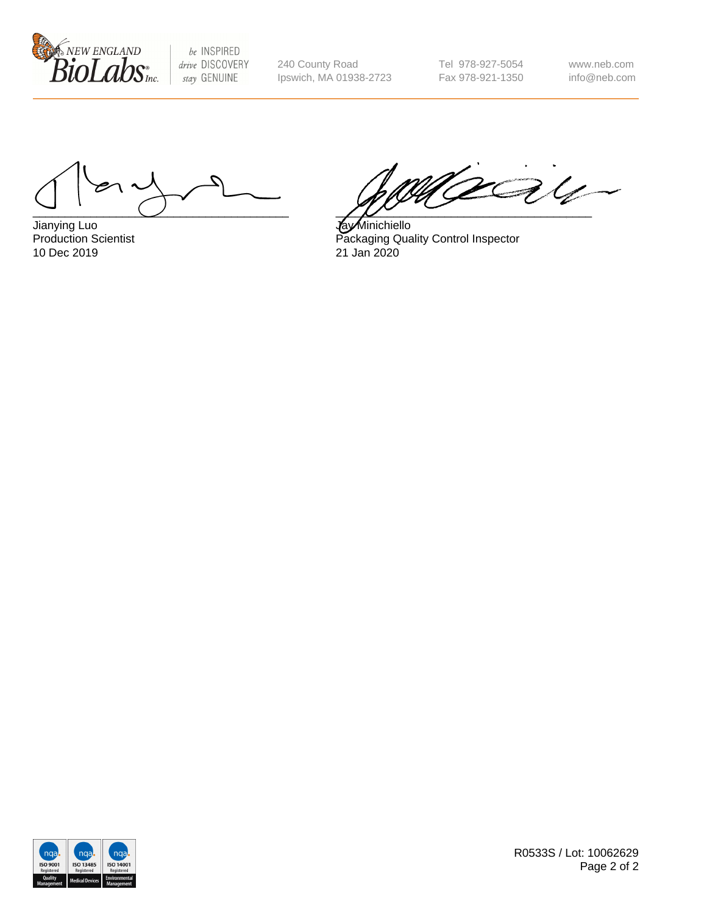Jianying Luo
Production Scientist
10 Dec 2019

Jay Minichiello
Packaging Quality Control Inspector
21 Jan 2020

R0533S / Lot: 10062629